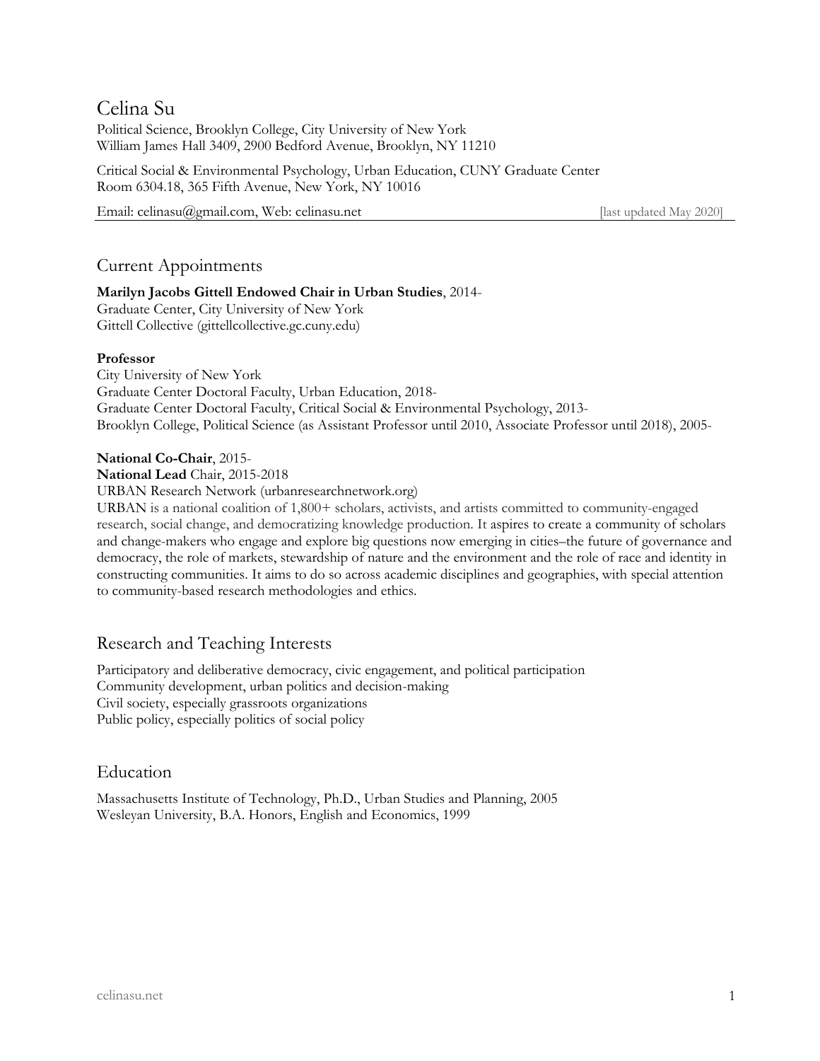# Celina Su

Political Science, Brooklyn College, City University of New York
William James Hall 3409, 2900 Bedford Avenue, Brooklyn, NY 11210

Critical Social & Environmental Psychology, Urban Education, CUNY Graduate Center
Room 6304.18, 365 Fifth Avenue, New York, NY 10016

Email: celinasu@gmail.com, Web: celinasu.net [last updated May 2020]

## Current Appointments

**Marilyn Jacobs Gittell Endowed Chair in Urban Studies**, 2014-
Graduate Center, City University of New York
Gittell Collective (gittellcollective.gc.cuny.edu)

**Professor**
City University of New York
Graduate Center Doctoral Faculty, Urban Education, 2018-
Graduate Center Doctoral Faculty, Critical Social & Environmental Psychology, 2013-
Brooklyn College, Political Science (as Assistant Professor until 2010, Associate Professor until 2018), 2005-

**National Co-Chair**, 2015-
**National Lead** Chair, 2015-2018
URBAN Research Network (urbanresearchnetwork.org)
URBAN is a national coalition of 1,800+ scholars, activists, and artists committed to community-engaged research, social change, and democratizing knowledge production. It aspires to create a community of scholars and change-makers who engage and explore big questions now emerging in cities–the future of governance and democracy, the role of markets, stewardship of nature and the environment and the role of race and identity in constructing communities. It aims to do so across academic disciplines and geographies, with special attention to community-based research methodologies and ethics.

## Research and Teaching Interests

Participatory and deliberative democracy, civic engagement, and political participation
Community development, urban politics and decision-making
Civil society, especially grassroots organizations
Public policy, especially politics of social policy

## Education

Massachusetts Institute of Technology, Ph.D., Urban Studies and Planning, 2005
Wesleyan University, B.A. Honors, English and Economics, 1999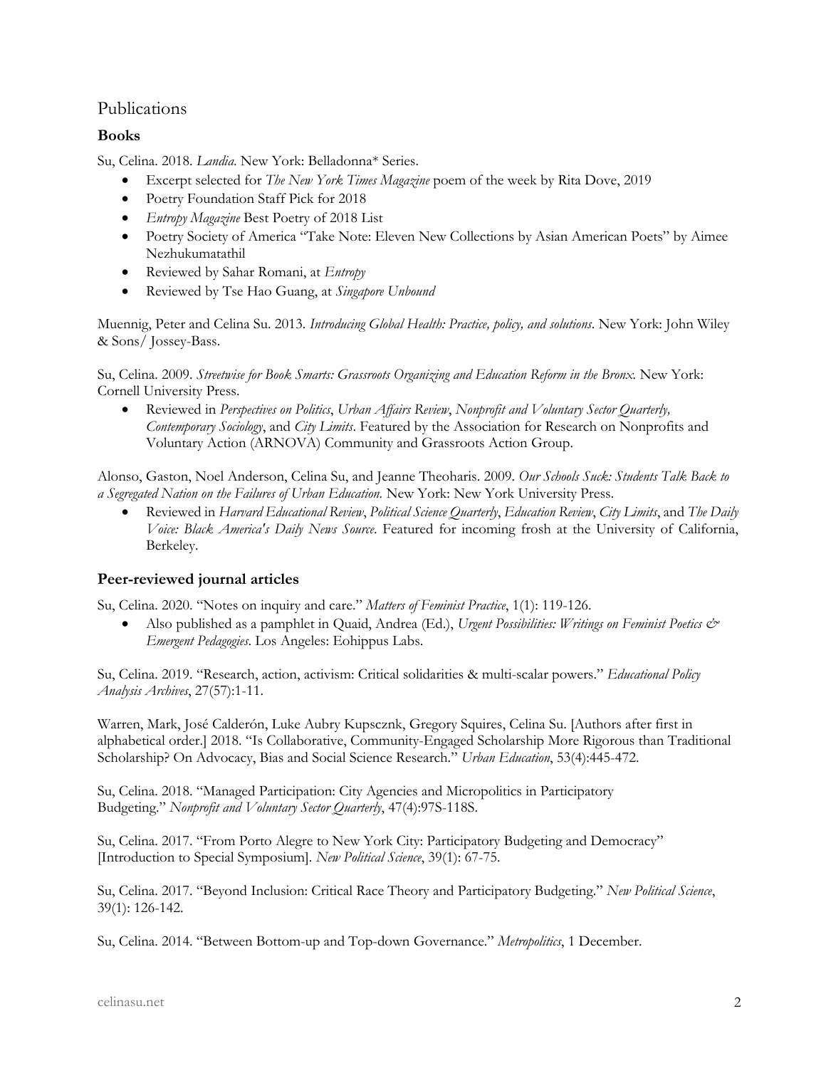## Publications

### Books

Su, Celina. 2018. *Landia*. New York: Belladonna* Series.

- Excerpt selected for *The New York Times Magazine* poem of the week by Rita Dove, 2019
- Poetry Foundation Staff Pick for 2018
- *Entropy Magazine* Best Poetry of 2018 List
- Poetry Society of America "Take Note: Eleven New Collections by Asian American Poets" by Aimee Nezhukumatathil
- Reviewed by Sahar Romani, at *Entropy*
- Reviewed by Tse Hao Guang, at *Singapore Unbound*

Muennig, Peter and Celina Su. 2013. *Introducing Global Health: Practice, policy, and solutions*. New York: John Wiley & Sons/ Jossey-Bass.

Su, Celina. 2009. *Streetwise for Book Smarts: Grassroots Organizing and Education Reform in the Bronx.* New York: Cornell University Press.

- Reviewed in *Perspectives on Politics*, *Urban Affairs Review*, *Nonprofit and Voluntary Sector Quarterly, Contemporary Sociology*, and *City Limits*. Featured by the Association for Research on Nonprofits and Voluntary Action (ARNOVA) Community and Grassroots Action Group.

Alonso, Gaston, Noel Anderson, Celina Su, and Jeanne Theoharis. 2009. *Our Schools Suck: Students Talk Back to a Segregated Nation on the Failures of Urban Education.* New York: New York University Press.

- Reviewed in *Harvard Educational Review*, *Political Science Quarterly*, *Education Review*, *City Limits*, and *The Daily Voice: Black America's Daily News Source*. Featured for incoming frosh at the University of California, Berkeley.

### Peer-reviewed journal articles

Su, Celina. 2020. "Notes on inquiry and care." *Matters of Feminist Practice*, 1(1): 119-126.

- Also published as a pamphlet in Quaid, Andrea (Ed.), *Urgent Possibilities: Writings on Feminist Poetics & Emergent Pedagogies*. Los Angeles: Eohippus Labs.

Su, Celina. 2019. "Research, action, activism: Critical solidarities & multi-scalar powers." *Educational Policy Analysis Archives*, 27(57):1-11.

Warren, Mark, José Calderón, Luke Aubry Kupscznk, Gregory Squires, Celina Su. [Authors after first in alphabetical order.] 2018. "Is Collaborative, Community-Engaged Scholarship More Rigorous than Traditional Scholarship? On Advocacy, Bias and Social Science Research." *Urban Education*, 53(4):445-472.

Su, Celina. 2018. "Managed Participation: City Agencies and Micropolitics in Participatory Budgeting." *Nonprofit and Voluntary Sector Quarterly*, 47(4):97S-118S.

Su, Celina. 2017. "From Porto Alegre to New York City: Participatory Budgeting and Democracy" [Introduction to Special Symposium]. *New Political Science*, 39(1): 67-75.

Su, Celina. 2017. "Beyond Inclusion: Critical Race Theory and Participatory Budgeting." *New Political Science*, 39(1): 126-142.

Su, Celina. 2014. "Between Bottom-up and Top-down Governance." *Metropolitics*, 1 December.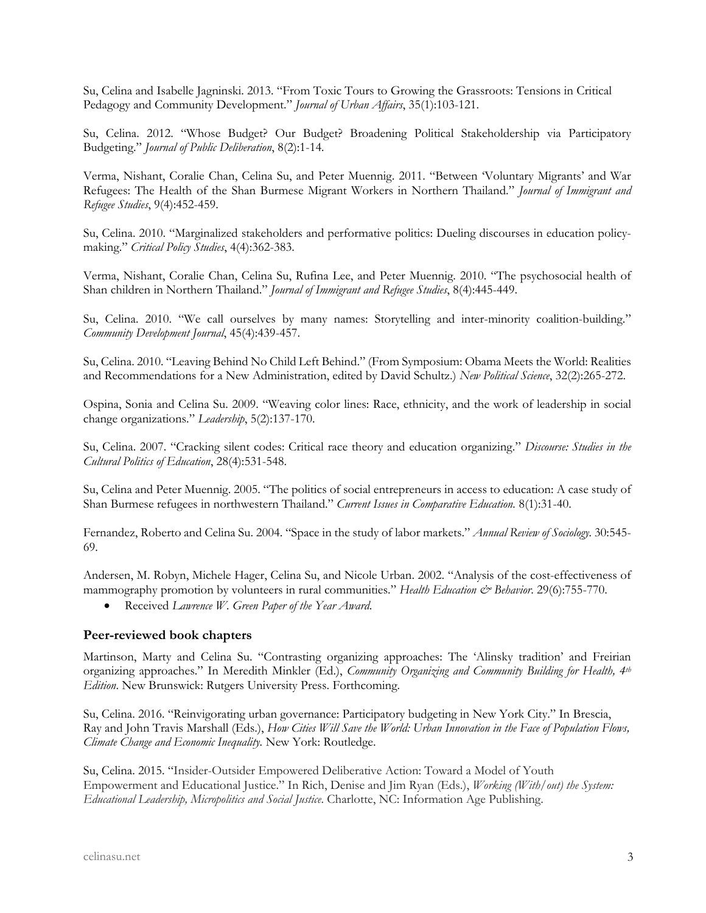Su, Celina and Isabelle Jagninski. 2013. "From Toxic Tours to Growing the Grassroots: Tensions in Critical Pedagogy and Community Development." *Journal of Urban Affairs*, 35(1):103-121.

Su, Celina. 2012. "Whose Budget? Our Budget? Broadening Political Stakeholdership via Participatory Budgeting." *Journal of Public Deliberation*, 8(2):1-14.

Verma, Nishant, Coralie Chan, Celina Su, and Peter Muennig. 2011. "Between 'Voluntary Migrants' and War Refugees: The Health of the Shan Burmese Migrant Workers in Northern Thailand." *Journal of Immigrant and Refugee Studies*, 9(4):452-459.

Su, Celina. 2010. "Marginalized stakeholders and performative politics: Dueling discourses in education policy-making." *Critical Policy Studies*, 4(4):362-383.

Verma, Nishant, Coralie Chan, Celina Su, Rufina Lee, and Peter Muennig. 2010. "The psychosocial health of Shan children in Northern Thailand." *Journal of Immigrant and Refugee Studies*, 8(4):445-449.

Su, Celina. 2010. "We call ourselves by many names: Storytelling and inter-minority coalition-building." *Community Development Journal*, 45(4):439-457.

Su, Celina. 2010. "Leaving Behind No Child Left Behind." (From Symposium: Obama Meets the World: Realities and Recommendations for a New Administration, edited by David Schultz.) *New Political Science*, 32(2):265-272.

Ospina, Sonia and Celina Su. 2009. "Weaving color lines: Race, ethnicity, and the work of leadership in social change organizations." *Leadership*, 5(2):137-170.

Su, Celina. 2007. "Cracking silent codes: Critical race theory and education organizing." *Discourse: Studies in the Cultural Politics of Education*, 28(4):531-548.

Su, Celina and Peter Muennig. 2005. "The politics of social entrepreneurs in access to education: A case study of Shan Burmese refugees in northwestern Thailand." *Current Issues in Comparative Education.* 8(1):31-40.

Fernandez, Roberto and Celina Su. 2004. "Space in the study of labor markets." *Annual Review of Sociology.* 30:545-69.

Andersen, M. Robyn, Michele Hager, Celina Su, and Nicole Urban. 2002. "Analysis of the cost-effectiveness of mammography promotion by volunteers in rural communities." *Health Education & Behavior.* 29(6):755-770.

- Received *Lawrence W. Green Paper of the Year Award.*

### Peer-reviewed book chapters

Martinson, Marty and Celina Su. "Contrasting organizing approaches: The 'Alinsky tradition' and Freirian organizing approaches." In Meredith Minkler (Ed.), *Community Organizing and Community Building for Health, 4th Edition*. New Brunswick: Rutgers University Press. Forthcoming.

Su, Celina. 2016. "Reinvigorating urban governance: Participatory budgeting in New York City." In Brescia, Ray and John Travis Marshall (Eds.), *How Cities Will Save the World: Urban Innovation in the Face of Population Flows, Climate Change and Economic Inequality.* New York: Routledge.

Su, Celina. 2015. "Insider-Outsider Empowered Deliberative Action: Toward a Model of Youth Empowerment and Educational Justice." In Rich, Denise and Jim Ryan (Eds.), *Working (With/out) the System: Educational Leadership, Micropolitics and Social Justice*. Charlotte, NC: Information Age Publishing.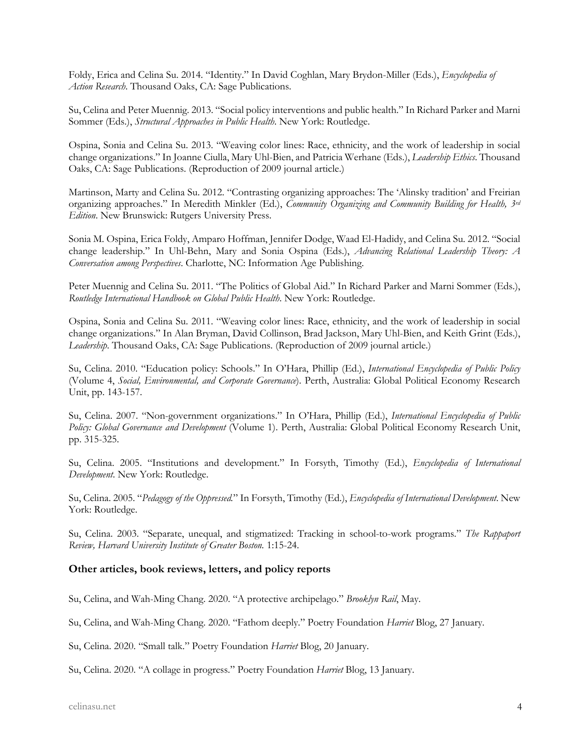Foldy, Erica and Celina Su. 2014. "Identity." In David Coghlan, Mary Brydon-Miller (Eds.), *Encyclopedia of Action Research*. Thousand Oaks, CA: Sage Publications.

Su, Celina and Peter Muennig. 2013. "Social policy interventions and public health." In Richard Parker and Marni Sommer (Eds.), *Structural Approaches in Public Health*. New York: Routledge.

Ospina, Sonia and Celina Su. 2013. "Weaving color lines: Race, ethnicity, and the work of leadership in social change organizations." In Joanne Ciulla, Mary Uhl-Bien, and Patricia Werhane (Eds.), *Leadership Ethics*. Thousand Oaks, CA: Sage Publications. (Reproduction of 2009 journal article.)

Martinson, Marty and Celina Su. 2012. "Contrasting organizing approaches: The 'Alinsky tradition' and Freirian organizing approaches." In Meredith Minkler (Ed.), *Community Organizing and Community Building for Health, 3rd Edition*. New Brunswick: Rutgers University Press.

Sonia M. Ospina, Erica Foldy, Amparo Hoffman, Jennifer Dodge, Waad El-Hadidy, and Celina Su. 2012. "Social change leadership." In Uhl-Behn, Mary and Sonia Ospina (Eds.), *Advancing Relational Leadership Theory: A Conversation among Perspectives*. Charlotte, NC: Information Age Publishing.

Peter Muennig and Celina Su. 2011. "The Politics of Global Aid." In Richard Parker and Marni Sommer (Eds.), *Routledge International Handbook on Global Public Health*. New York: Routledge.

Ospina, Sonia and Celina Su. 2011. "Weaving color lines: Race, ethnicity, and the work of leadership in social change organizations." In Alan Bryman, David Collinson, Brad Jackson, Mary Uhl-Bien, and Keith Grint (Eds.), *Leadership*. Thousand Oaks, CA: Sage Publications. (Reproduction of 2009 journal article.)

Su, Celina. 2010. "Education policy: Schools." In O'Hara, Phillip (Ed.), *International Encyclopedia of Public Policy* (Volume 4, *Social, Environmental, and Corporate Governance*). Perth, Australia: Global Political Economy Research Unit, pp. 143-157.

Su, Celina. 2007. "Non-government organizations." In O'Hara, Phillip (Ed.), *International Encyclopedia of Public Policy: Global Governance and Development* (Volume 1). Perth, Australia: Global Political Economy Research Unit, pp. 315-325.

Su, Celina. 2005. "Institutions and development." In Forsyth, Timothy (Ed.), *Encyclopedia of International Development*. New York: Routledge.

Su, Celina. 2005. "*Pedagogy of the Oppressed*." In Forsyth, Timothy (Ed.), *Encyclopedia of International Development*. New York: Routledge.

Su, Celina. 2003. "Separate, unequal, and stigmatized: Tracking in school-to-work programs." *The Rappaport Review, Harvard University Institute of Greater Boston.* 1:15-24.

### Other articles, book reviews, letters, and policy reports

Su, Celina, and Wah-Ming Chang. 2020. "A protective archipelago." *Brooklyn Rail*, May.

Su, Celina, and Wah-Ming Chang. 2020. "Fathom deeply." Poetry Foundation *Harriet* Blog, 27 January.

Su, Celina. 2020. "Small talk." Poetry Foundation *Harriet* Blog, 20 January.

Su, Celina. 2020. "A collage in progress." Poetry Foundation *Harriet* Blog, 13 January.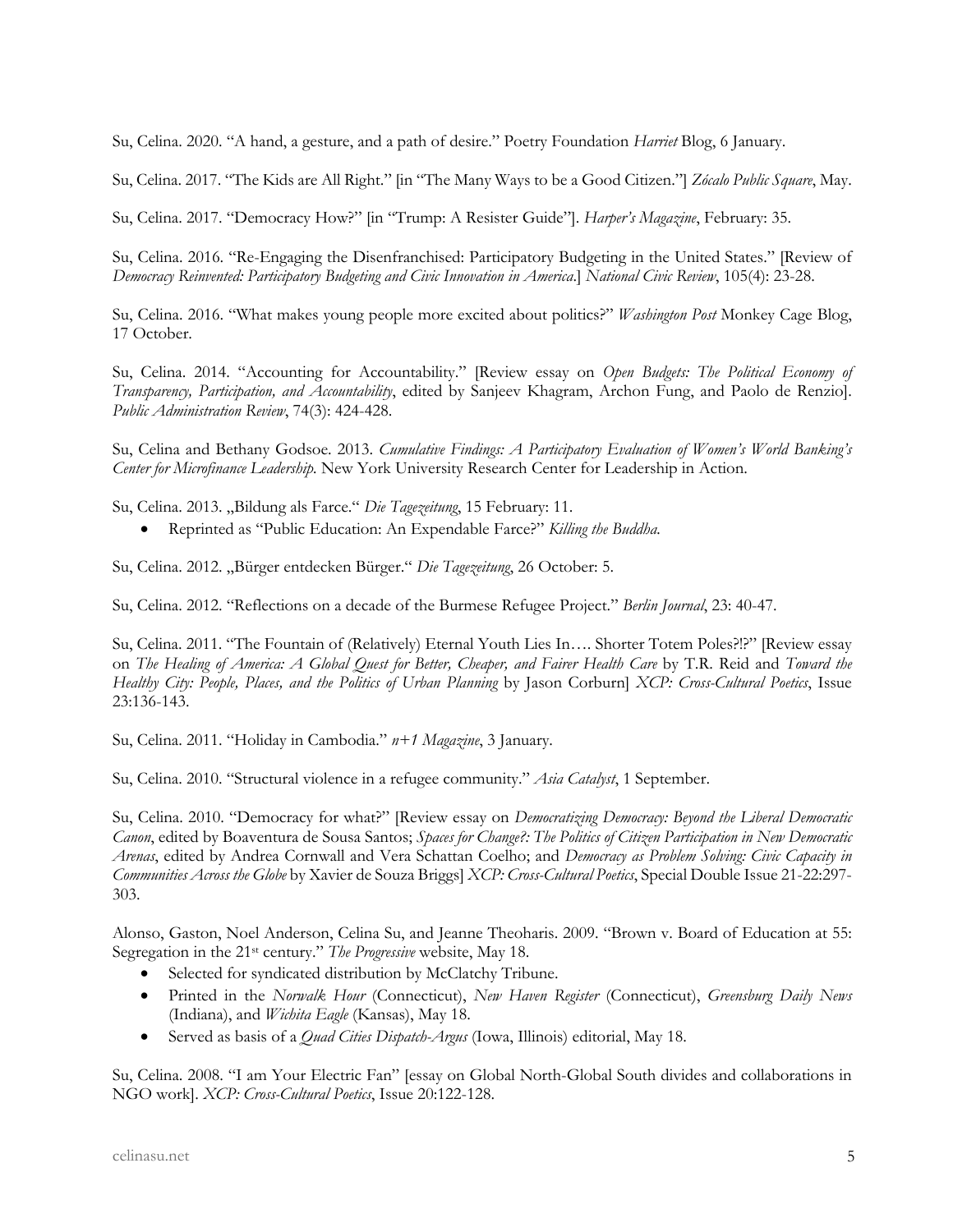Su, Celina. 2020. "A hand, a gesture, and a path of desire." Poetry Foundation *Harriet* Blog, 6 January.

Su, Celina. 2017. "The Kids are All Right." [in "The Many Ways to be a Good Citizen."] *Zócalo Public Square*, May.

Su, Celina. 2017. "Democracy How?" [in "Trump: A Resister Guide"]. *Harper's Magazine*, February: 35.

Su, Celina. 2016. "Re-Engaging the Disenfranchised: Participatory Budgeting in the United States." [Review of *Democracy Reinvented: Participatory Budgeting and Civic Innovation in America*.] *National Civic Review*, 105(4): 23-28.

Su, Celina. 2016. "What makes young people more excited about politics?" *Washington Post* Monkey Cage Blog, 17 October.

Su, Celina. 2014. "Accounting for Accountability." [Review essay on *Open Budgets: The Political Economy of Transparency, Participation, and Accountability*, edited by Sanjeev Khagram, Archon Fung, and Paolo de Renzio]. *Public Administration Review*, 74(3): 424-428.

Su, Celina and Bethany Godsoe. 2013. *Cumulative Findings: A Participatory Evaluation of Women's World Banking's Center for Microfinance Leadership.* New York University Research Center for Leadership in Action.

Su, Celina. 2013. „Bildung als Farce." *Die Tagezeitung*, 15 February: 11.

- Reprinted as "Public Education: An Expendable Farce?" *Killing the Buddha.*

Su, Celina. 2012. „Bürger entdecken Bürger." *Die Tagezeitung*, 26 October: 5.

Su, Celina. 2012. "Reflections on a decade of the Burmese Refugee Project." *Berlin Journal*, 23: 40-47.

Su, Celina. 2011. "The Fountain of (Relatively) Eternal Youth Lies In…. Shorter Totem Poles?!?" [Review essay on *The Healing of America: A Global Quest for Better, Cheaper, and Fairer Health Care* by T.R. Reid and *Toward the Healthy City: People, Places, and the Politics of Urban Planning* by Jason Corburn] *XCP: Cross-Cultural Poetics*, Issue 23:136-143.

Su, Celina. 2011. "Holiday in Cambodia." *n+1 Magazine*, 3 January.

Su, Celina. 2010. "Structural violence in a refugee community." *Asia Catalyst*, 1 September.

Su, Celina. 2010. "Democracy for what?" [Review essay on *Democratizing Democracy: Beyond the Liberal Democratic Canon*, edited by Boaventura de Sousa Santos; *Spaces for Change?: The Politics of Citizen Participation in New Democratic Arenas*, edited by Andrea Cornwall and Vera Schattan Coelho; and *Democracy as Problem Solving: Civic Capacity in Communities Across the Globe* by Xavier de Souza Briggs] *XCP: Cross-Cultural Poetics*, Special Double Issue 21-22:297-303.

Alonso, Gaston, Noel Anderson, Celina Su, and Jeanne Theoharis. 2009. "Brown v. Board of Education at 55: Segregation in the 21st century." *The Progressive* website, May 18.

- Selected for syndicated distribution by McClatchy Tribune.
- Printed in the *Norwalk Hour* (Connecticut), *New Haven Register* (Connecticut), *Greensburg Daily News* (Indiana), and *Wichita Eagle* (Kansas), May 18.
- Served as basis of a *Quad Cities Dispatch-Argus* (Iowa, Illinois) editorial, May 18.

Su, Celina. 2008. "I am Your Electric Fan" [essay on Global North-Global South divides and collaborations in NGO work]. *XCP: Cross-Cultural Poetics*, Issue 20:122-128.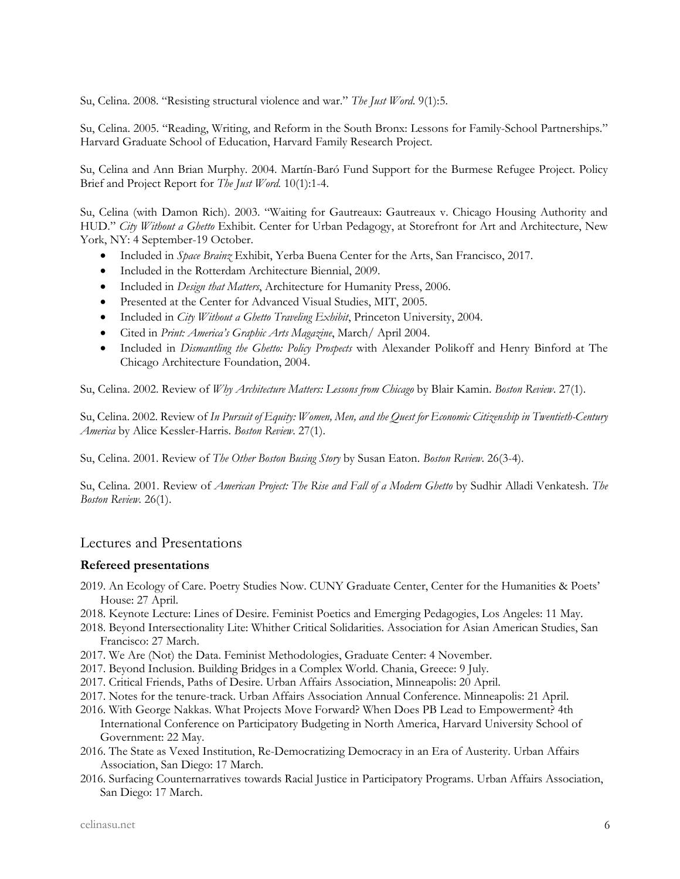Su, Celina. 2008. "Resisting structural violence and war." *The Just Word*. 9(1):5.

Su, Celina. 2005. "Reading, Writing, and Reform in the South Bronx: Lessons for Family-School Partnerships." Harvard Graduate School of Education, Harvard Family Research Project.

Su, Celina and Ann Brian Murphy. 2004. Martín-Baró Fund Support for the Burmese Refugee Project. Policy Brief and Project Report for *The Just Word*. 10(1):1-4.

Su, Celina (with Damon Rich). 2003. "Waiting for Gautreaux: Gautreaux v. Chicago Housing Authority and HUD." *City Without a Ghetto* Exhibit. Center for Urban Pedagogy, at Storefront for Art and Architecture, New York, NY: 4 September-19 October.

- Included in *Space Brainz* Exhibit, Yerba Buena Center for the Arts, San Francisco, 2017.
- Included in the Rotterdam Architecture Biennial, 2009.
- Included in *Design that Matters*, Architecture for Humanity Press, 2006.
- Presented at the Center for Advanced Visual Studies, MIT, 2005.
- Included in *City Without a Ghetto Traveling Exhibit*, Princeton University, 2004.
- Cited in *Print: America's Graphic Arts Magazine*, March/ April 2004.
- Included in *Dismantling the Ghetto: Policy Prospects* with Alexander Polikoff and Henry Binford at The Chicago Architecture Foundation, 2004.

Su, Celina. 2002. Review of *Why Architecture Matters: Lessons from Chicago* by Blair Kamin. *Boston Review*. 27(1).

Su, Celina. 2002. Review of *In Pursuit of Equity: Women, Men, and the Quest for Economic Citizenship in Twentieth-Century America* by Alice Kessler-Harris. *Boston Review*. 27(1).

Su, Celina. 2001. Review of *The Other Boston Busing Story* by Susan Eaton. *Boston Review*. 26(3-4).

Su, Celina. 2001. Review of *American Project: The Rise and Fall of a Modern Ghetto* by Sudhir Alladi Venkatesh. *The Boston Review*. 26(1).

## Lectures and Presentations

### Refereed presentations

2019. An Ecology of Care. Poetry Studies Now. CUNY Graduate Center, Center for the Humanities & Poets' House: 27 April.

2018. Keynote Lecture: Lines of Desire. Feminist Poetics and Emerging Pedagogies, Los Angeles: 11 May.

2018. Beyond Intersectionality Lite: Whither Critical Solidarities. Association for Asian American Studies, San Francisco: 27 March.

2017. We Are (Not) the Data. Feminist Methodologies, Graduate Center: 4 November.

2017. Beyond Inclusion. Building Bridges in a Complex World. Chania, Greece: 9 July.

2017. Critical Friends, Paths of Desire. Urban Affairs Association, Minneapolis: 20 April.

2017. Notes for the tenure-track. Urban Affairs Association Annual Conference. Minneapolis: 21 April.

2016. With George Nakkas. What Projects Move Forward? When Does PB Lead to Empowerment? 4th International Conference on Participatory Budgeting in North America, Harvard University School of Government: 22 May.

2016. The State as Vexed Institution, Re-Democratizing Democracy in an Era of Austerity. Urban Affairs Association, San Diego: 17 March.

2016. Surfacing Counternarratives towards Racial Justice in Participatory Programs. Urban Affairs Association, San Diego: 17 March.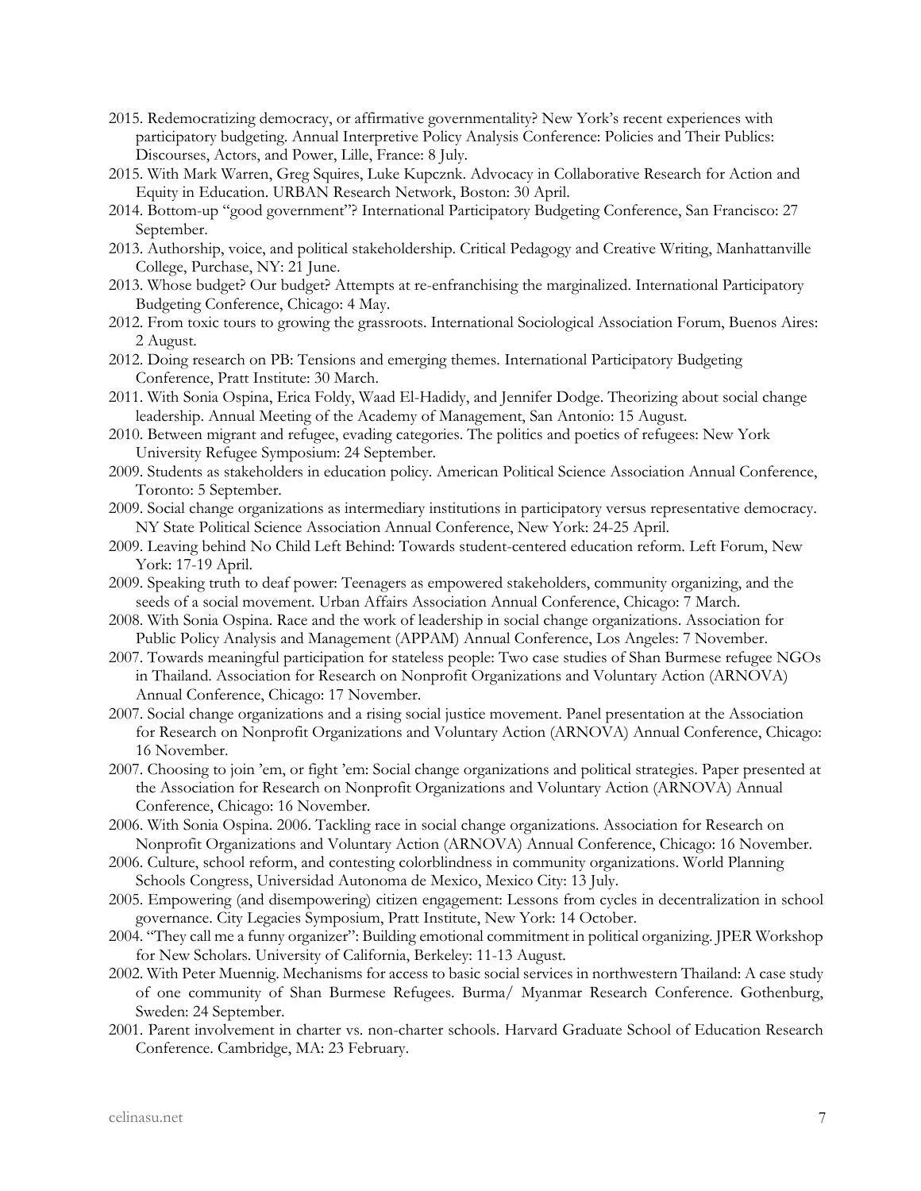2015. Redemocratizing democracy, or affirmative governmentality? New York's recent experiences with participatory budgeting. Annual Interpretive Policy Analysis Conference: Policies and Their Publics: Discourses, Actors, and Power, Lille, France: 8 July.

2015. With Mark Warren, Greg Squires, Luke Kupcznk. Advocacy in Collaborative Research for Action and Equity in Education. URBAN Research Network, Boston: 30 April.

2014. Bottom-up "good government"? International Participatory Budgeting Conference, San Francisco: 27 September.

2013. Authorship, voice, and political stakeholdership. Critical Pedagogy and Creative Writing, Manhattanville College, Purchase, NY: 21 June.

2013. Whose budget? Our budget? Attempts at re-enfranchising the marginalized. International Participatory Budgeting Conference, Chicago: 4 May.

2012. From toxic tours to growing the grassroots. International Sociological Association Forum, Buenos Aires: 2 August.

2012. Doing research on PB: Tensions and emerging themes. International Participatory Budgeting Conference, Pratt Institute: 30 March.

2011. With Sonia Ospina, Erica Foldy, Waad El-Hadidy, and Jennifer Dodge. Theorizing about social change leadership. Annual Meeting of the Academy of Management, San Antonio: 15 August.

2010. Between migrant and refugee, evading categories. The politics and poetics of refugees: New York University Refugee Symposium: 24 September.

2009. Students as stakeholders in education policy. American Political Science Association Annual Conference, Toronto: 5 September.

2009. Social change organizations as intermediary institutions in participatory versus representative democracy. NY State Political Science Association Annual Conference, New York: 24-25 April.

2009. Leaving behind No Child Left Behind: Towards student-centered education reform. Left Forum, New York: 17-19 April.

2009. Speaking truth to deaf power: Teenagers as empowered stakeholders, community organizing, and the seeds of a social movement. Urban Affairs Association Annual Conference, Chicago: 7 March.

2008. With Sonia Ospina. Race and the work of leadership in social change organizations. Association for Public Policy Analysis and Management (APPAM) Annual Conference, Los Angeles: 7 November.

2007. Towards meaningful participation for stateless people: Two case studies of Shan Burmese refugee NGOs in Thailand. Association for Research on Nonprofit Organizations and Voluntary Action (ARNOVA) Annual Conference, Chicago: 17 November.

2007. Social change organizations and a rising social justice movement. Panel presentation at the Association for Research on Nonprofit Organizations and Voluntary Action (ARNOVA) Annual Conference, Chicago: 16 November.

2007. Choosing to join 'em, or fight 'em: Social change organizations and political strategies. Paper presented at the Association for Research on Nonprofit Organizations and Voluntary Action (ARNOVA) Annual Conference, Chicago: 16 November.

2006. With Sonia Ospina. 2006. Tackling race in social change organizations. Association for Research on Nonprofit Organizations and Voluntary Action (ARNOVA) Annual Conference, Chicago: 16 November.

2006. Culture, school reform, and contesting colorblindness in community organizations. World Planning Schools Congress, Universidad Autonoma de Mexico, Mexico City: 13 July.

2005. Empowering (and disempowering) citizen engagement: Lessons from cycles in decentralization in school governance. City Legacies Symposium, Pratt Institute, New York: 14 October.

2004. "They call me a funny organizer": Building emotional commitment in political organizing. JPER Workshop for New Scholars. University of California, Berkeley: 11-13 August.

2002. With Peter Muennig. Mechanisms for access to basic social services in northwestern Thailand: A case study of one community of Shan Burmese Refugees. Burma/ Myanmar Research Conference. Gothenburg, Sweden: 24 September.

2001. Parent involvement in charter vs. non-charter schools. Harvard Graduate School of Education Research Conference. Cambridge, MA: 23 February.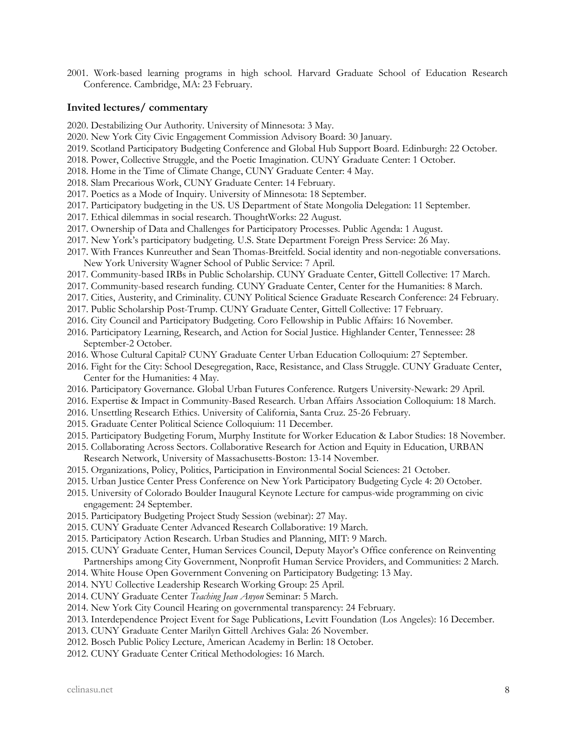2001. Work-based learning programs in high school. Harvard Graduate School of Education Research Conference. Cambridge, MA: 23 February.

### Invited lectures/ commentary

2020. Destabilizing Our Authority. University of Minnesota: 3 May.
2020. New York City Civic Engagement Commission Advisory Board: 30 January.
2019. Scotland Participatory Budgeting Conference and Global Hub Support Board. Edinburgh: 22 October.
2018. Power, Collective Struggle, and the Poetic Imagination. CUNY Graduate Center: 1 October.
2018. Home in the Time of Climate Change, CUNY Graduate Center: 4 May.
2018. Slam Precarious Work, CUNY Graduate Center: 14 February.
2017. Poetics as a Mode of Inquiry. University of Minnesota: 18 September.
2017. Participatory budgeting in the US. US Department of State Mongolia Delegation: 11 September.
2017. Ethical dilemmas in social research. ThoughtWorks: 22 August.
2017. Ownership of Data and Challenges for Participatory Processes. Public Agenda: 1 August.
2017. New York's participatory budgeting. U.S. State Department Foreign Press Service: 26 May.
2017. With Frances Kunreuther and Sean Thomas-Breitfeld. Social identity and non-negotiable conversations. New York University Wagner School of Public Service: 7 April.
2017. Community-based IRBs in Public Scholarship. CUNY Graduate Center, Gittell Collective: 17 March.
2017. Community-based research funding. CUNY Graduate Center, Center for the Humanities: 8 March.
2017. Cities, Austerity, and Criminality. CUNY Political Science Graduate Research Conference: 24 February.
2017. Public Scholarship Post-Trump. CUNY Graduate Center, Gittell Collective: 17 February.
2016. City Council and Participatory Budgeting. Coro Fellowship in Public Affairs: 16 November.
2016. Participatory Learning, Research, and Action for Social Justice. Highlander Center, Tennessee: 28 September-2 October.
2016. Whose Cultural Capital? CUNY Graduate Center Urban Education Colloquium: 27 September.
2016. Fight for the City: School Desegregation, Race, Resistance, and Class Struggle. CUNY Graduate Center, Center for the Humanities: 4 May.
2016. Participatory Governance. Global Urban Futures Conference. Rutgers University-Newark: 29 April.
2016. Expertise & Impact in Community-Based Research. Urban Affairs Association Colloquium: 18 March.
2016. Unsettling Research Ethics. University of California, Santa Cruz. 25-26 February.
2015. Graduate Center Political Science Colloquium: 11 December.
2015. Participatory Budgeting Forum, Murphy Institute for Worker Education & Labor Studies: 18 November.
2015. Collaborating Across Sectors. Collaborative Research for Action and Equity in Education, URBAN Research Network, University of Massachusetts-Boston: 13-14 November.
2015. Organizations, Policy, Politics, Participation in Environmental Social Sciences: 21 October.
2015. Urban Justice Center Press Conference on New York Participatory Budgeting Cycle 4: 20 October.
2015. University of Colorado Boulder Inaugural Keynote Lecture for campus-wide programming on civic engagement: 24 September.
2015. Participatory Budgeting Project Study Session (webinar): 27 May.
2015. CUNY Graduate Center Advanced Research Collaborative: 19 March.
2015. Participatory Action Research. Urban Studies and Planning, MIT: 9 March.
2015. CUNY Graduate Center, Human Services Council, Deputy Mayor's Office conference on Reinventing Partnerships among City Government, Nonprofit Human Service Providers, and Communities: 2 March.
2014. White House Open Government Convening on Participatory Budgeting: 13 May.
2014. NYU Collective Leadership Research Working Group: 25 April.
2014. CUNY Graduate Center *Teaching Jean Anyon* Seminar: 5 March.
2014. New York City Council Hearing on governmental transparency: 24 February.
2013. Interdependence Project Event for Sage Publications, Levitt Foundation (Los Angeles): 16 December.
2013. CUNY Graduate Center Marilyn Gittell Archives Gala: 26 November.
2012. Bosch Public Policy Lecture, American Academy in Berlin: 18 October.
2012. CUNY Graduate Center Critical Methodologies: 16 March.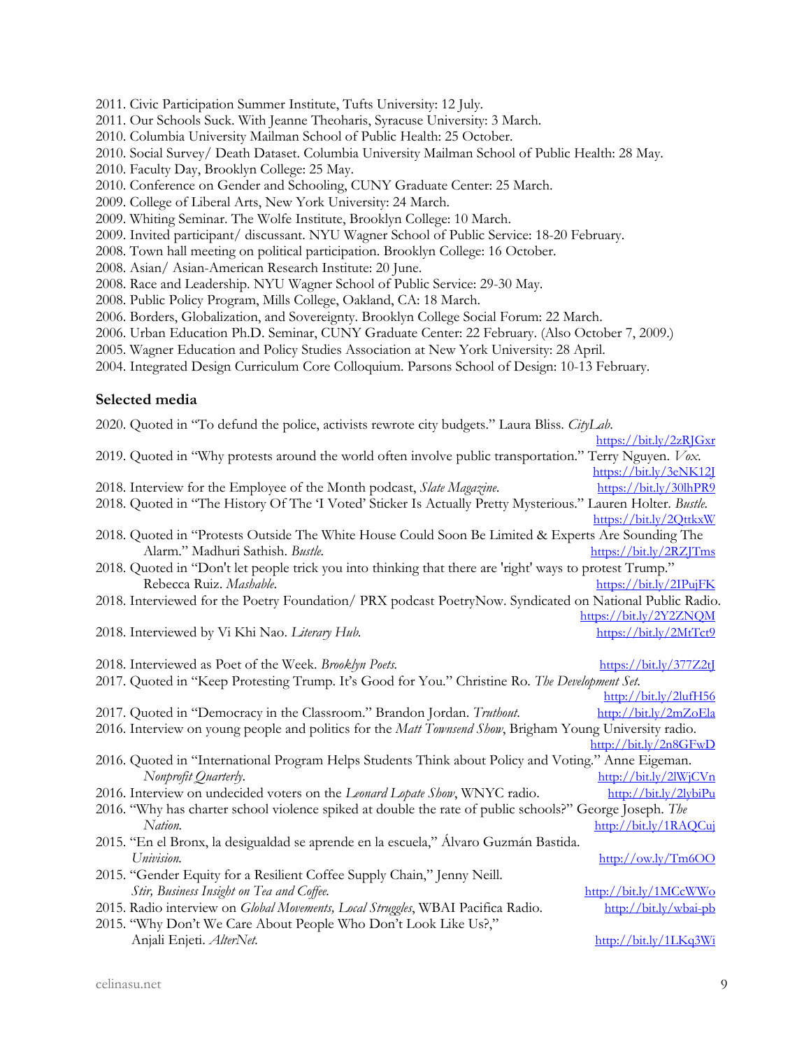2011. Civic Participation Summer Institute, Tufts University: 12 July.
2011. Our Schools Suck. With Jeanne Theoharis, Syracuse University: 3 March.
2010. Columbia University Mailman School of Public Health: 25 October.
2010. Social Survey/ Death Dataset. Columbia University Mailman School of Public Health: 28 May.
2010. Faculty Day, Brooklyn College: 25 May.
2010. Conference on Gender and Schooling, CUNY Graduate Center: 25 March.
2009. College of Liberal Arts, New York University: 24 March.
2009. Whiting Seminar. The Wolfe Institute, Brooklyn College: 10 March.
2009. Invited participant/ discussant. NYU Wagner School of Public Service: 18-20 February.
2008. Town hall meeting on political participation. Brooklyn College: 16 October.
2008. Asian/ Asian-American Research Institute: 20 June.
2008. Race and Leadership. NYU Wagner School of Public Service: 29-30 May.
2008. Public Policy Program, Mills College, Oakland, CA: 18 March.
2006. Borders, Globalization, and Sovereignty. Brooklyn College Social Forum: 22 March.
2006. Urban Education Ph.D. Seminar, CUNY Graduate Center: 22 February. (Also October 7, 2009.)
2005. Wagner Education and Policy Studies Association at New York University: 28 April.
2004. Integrated Design Curriculum Core Colloquium. Parsons School of Design: 10-13 February.

**Selected media**

2020. Quoted in "To defund the police, activists rewrote city budgets." Laura Bliss. *CityLab.* https://bit.ly/2zRJGxr
2019. Quoted in "Why protests around the world often involve public transportation." Terry Nguyen. *Vox.* https://bit.ly/3eNK12J
2018. Interview for the Employee of the Month podcast, *Slate Magazine.* https://bit.ly/30lhPR9
2018. Quoted in "The History Of The 'I Voted' Sticker Is Actually Pretty Mysterious." Lauren Holter. *Bustle.* https://bit.ly/2QttkxW
2018. Quoted in "Protests Outside The White House Could Soon Be Limited & Experts Are Sounding The Alarm." Madhuri Sathish. *Bustle.* https://bit.ly/2RZJTms
2018. Quoted in "Don't let people trick you into thinking that there are 'right' ways to protest Trump." Rebecca Ruiz. *Mashable.* https://bit.ly/2IPujFK
2018. Interviewed for the Poetry Foundation/ PRX podcast PoetryNow. Syndicated on National Public Radio. https://bit.ly/2Y2ZNQM
2018. Interviewed by Vi Khi Nao. *Literary Hub.* https://bit.ly/2MtTct9

2018. Interviewed as Poet of the Week. *Brooklyn Poets.* https://bit.ly/377Z2tJ
2017. Quoted in "Keep Protesting Trump. It's Good for You." Christine Ro. *The Development Set.* http://bit.ly/2lufH56
2017. Quoted in "Democracy in the Classroom." Brandon Jordan. *Truthout.* http://bit.ly/2mZoEla
2016. Interview on young people and politics for the *Matt Townsend Show*, Brigham Young University radio. http://bit.ly/2n8GFwD
2016. Quoted in "International Program Helps Students Think about Policy and Voting." Anne Eigeman. *Nonprofit Quarterly.* http://bit.ly/2lWjCVn
2016. Interview on undecided voters on the *Leonard Lopate Show*, WNYC radio. http://bit.ly/2lybiPu
2016. "Why has charter school violence spiked at double the rate of public schools?" George Joseph. *The Nation.* http://bit.ly/1RAQCuj
2015. "En el Bronx, la desigualdad se aprende en la escuela," Álvaro Guzmán Bastida. *Univision.* http://ow.ly/Tm6OO
2015. "Gender Equity for a Resilient Coffee Supply Chain," Jenny Neill. *Stir, Business Insight on Tea and Coffee.* http://bit.ly/1MCcWWo
2015. Radio interview on *Global Movements, Local Struggles*, WBAI Pacifica Radio. http://bit.ly/wbai-pb
2015. "Why Don't We Care About People Who Don't Look Like Us?," Anjali Enjeti. *AlterNet.* http://bit.ly/1LKq3Wi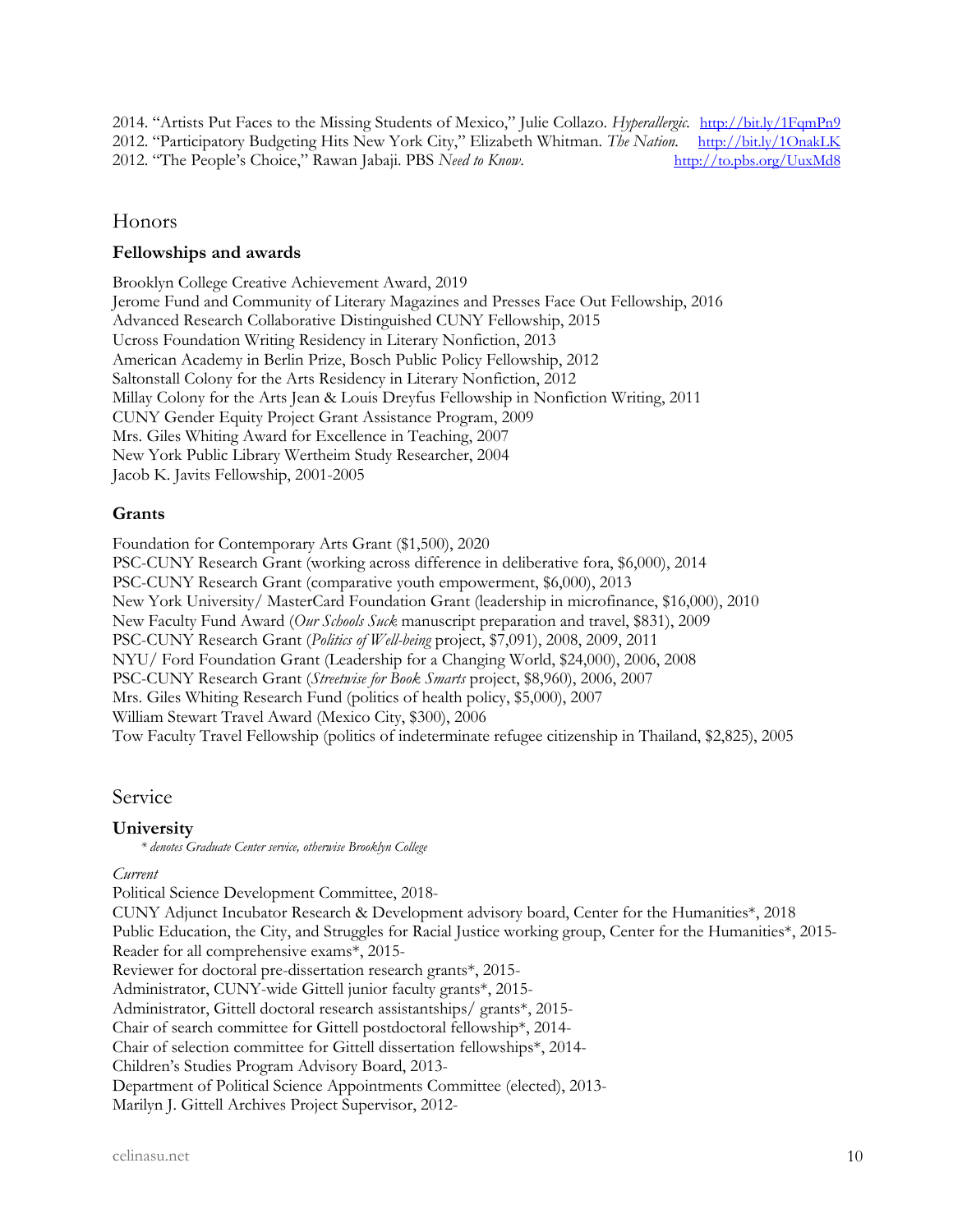2014. "Artists Put Faces to the Missing Students of Mexico," Julie Collazo. *Hyperallergic.* http://bit.ly/1FqmPn9
2012. "Participatory Budgeting Hits New York City," Elizabeth Whitman. *The Nation.* http://bit.ly/1OnakLK
2012. "The People's Choice," Rawan Jabaji. PBS *Need to Know*. http://to.pbs.org/UuxMd8

## Honors

### Fellowships and awards

Brooklyn College Creative Achievement Award, 2019
Jerome Fund and Community of Literary Magazines and Presses Face Out Fellowship, 2016
Advanced Research Collaborative Distinguished CUNY Fellowship, 2015
Ucross Foundation Writing Residency in Literary Nonfiction, 2013
American Academy in Berlin Prize, Bosch Public Policy Fellowship, 2012
Saltonstall Colony for the Arts Residency in Literary Nonfiction, 2012
Millay Colony for the Arts Jean & Louis Dreyfus Fellowship in Nonfiction Writing, 2011
CUNY Gender Equity Project Grant Assistance Program, 2009
Mrs. Giles Whiting Award for Excellence in Teaching, 2007
New York Public Library Wertheim Study Researcher, 2004
Jacob K. Javits Fellowship, 2001-2005

### Grants

Foundation for Contemporary Arts Grant ($1,500), 2020
PSC-CUNY Research Grant (working across difference in deliberative fora, $6,000), 2014
PSC-CUNY Research Grant (comparative youth empowerment, $6,000), 2013
New York University/ MasterCard Foundation Grant (leadership in microfinance, $16,000), 2010
New Faculty Fund Award (*Our Schools Suck* manuscript preparation and travel, $831), 2009
PSC-CUNY Research Grant (*Politics of Well-being* project, $7,091), 2008, 2009, 2011
NYU/ Ford Foundation Grant (Leadership for a Changing World, $24,000), 2006, 2008
PSC-CUNY Research Grant (*Streetwise for Book Smarts* project, $8,960), 2006, 2007
Mrs. Giles Whiting Research Fund (politics of health policy, $5,000), 2007
William Stewart Travel Award (Mexico City, $300), 2006
Tow Faculty Travel Fellowship (politics of indeterminate refugee citizenship in Thailand, $2,825), 2005

## Service

### University

*\* denotes Graduate Center service, otherwise Brooklyn College*

*Current*

Political Science Development Committee, 2018-
CUNY Adjunct Incubator Research & Development advisory board, Center for the Humanities*, 2018
Public Education, the City, and Struggles for Racial Justice working group, Center for the Humanities*, 2015-
Reader for all comprehensive exams*, 2015-
Reviewer for doctoral pre-dissertation research grants*, 2015-
Administrator, CUNY-wide Gittell junior faculty grants*, 2015-
Administrator, Gittell doctoral research assistantships/ grants*, 2015-
Chair of search committee for Gittell postdoctoral fellowship*, 2014-
Chair of selection committee for Gittell dissertation fellowships*, 2014-
Children's Studies Program Advisory Board, 2013-
Department of Political Science Appointments Committee (elected), 2013-
Marilyn J. Gittell Archives Project Supervisor, 2012-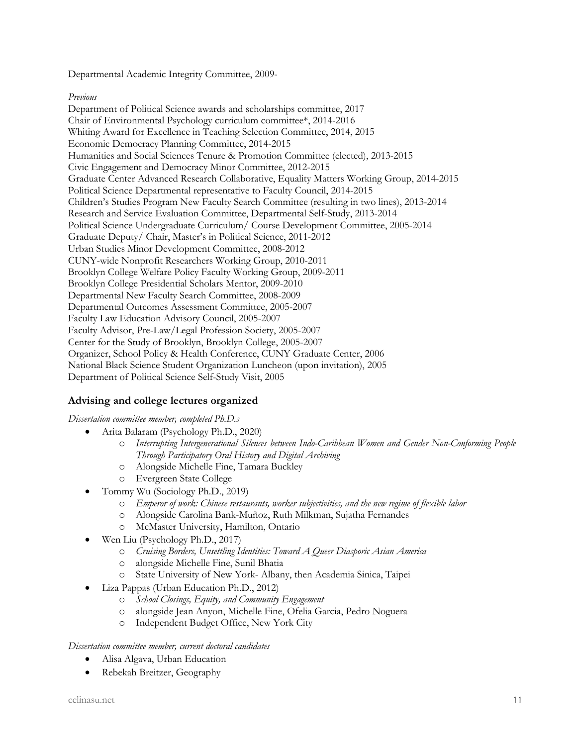Departmental Academic Integrity Committee, 2009-

*Previous*

Department of Political Science awards and scholarships committee, 2017
Chair of Environmental Psychology curriculum committee*, 2014-2016
Whiting Award for Excellence in Teaching Selection Committee, 2014, 2015
Economic Democracy Planning Committee, 2014-2015
Humanities and Social Sciences Tenure & Promotion Committee (elected), 2013-2015
Civic Engagement and Democracy Minor Committee, 2012-2015
Graduate Center Advanced Research Collaborative, Equality Matters Working Group, 2014-2015
Political Science Departmental representative to Faculty Council, 2014-2015
Children's Studies Program New Faculty Search Committee (resulting in two lines), 2013-2014
Research and Service Evaluation Committee, Departmental Self-Study, 2013-2014
Political Science Undergraduate Curriculum/ Course Development Committee, 2005-2014
Graduate Deputy/ Chair, Master's in Political Science, 2011-2012
Urban Studies Minor Development Committee, 2008-2012
CUNY-wide Nonprofit Researchers Working Group, 2010-2011
Brooklyn College Welfare Policy Faculty Working Group, 2009-2011
Brooklyn College Presidential Scholars Mentor, 2009-2010
Departmental New Faculty Search Committee, 2008-2009
Departmental Outcomes Assessment Committee, 2005-2007
Faculty Law Education Advisory Council, 2005-2007
Faculty Advisor, Pre-Law/Legal Profession Society, 2005-2007
Center for the Study of Brooklyn, Brooklyn College, 2005-2007
Organizer, School Policy & Health Conference, CUNY Graduate Center, 2006
National Black Science Student Organization Luncheon (upon invitation), 2005
Department of Political Science Self-Study Visit, 2005

## Advising and college lectures organized

*Dissertation committee member, completed Ph.D.s*

- Arita Balaram (Psychology Ph.D., 2020)
  - *Interrupting Intergenerational Silences between Indo-Caribbean Women and Gender Non-Conforming People Through Participatory Oral History and Digital Archiving*
  - Alongside Michelle Fine, Tamara Buckley
  - Evergreen State College
- Tommy Wu (Sociology Ph.D., 2019)
  - *Emperor of work: Chinese restaurants, worker subjectivities, and the new regime of flexible labor*
  - Alongside Carolina Bank-Muñoz, Ruth Milkman, Sujatha Fernandes
  - McMaster University, Hamilton, Ontario
- Wen Liu (Psychology Ph.D., 2017)
  - *Cruising Borders, Unsettling Identities: Toward A Queer Diasporic Asian America*
  - alongside Michelle Fine, Sunil Bhatia
  - State University of New York- Albany, then Academia Sinica, Taipei
- Liza Pappas (Urban Education Ph.D., 2012)
  - *School Closings, Equity, and Community Engagement*
  - alongside Jean Anyon, Michelle Fine, Ofelia Garcia, Pedro Noguera
  - Independent Budget Office, New York City

*Dissertation committee member, current doctoral candidates*

- Alisa Algava, Urban Education
- Rebekah Breitzer, Geography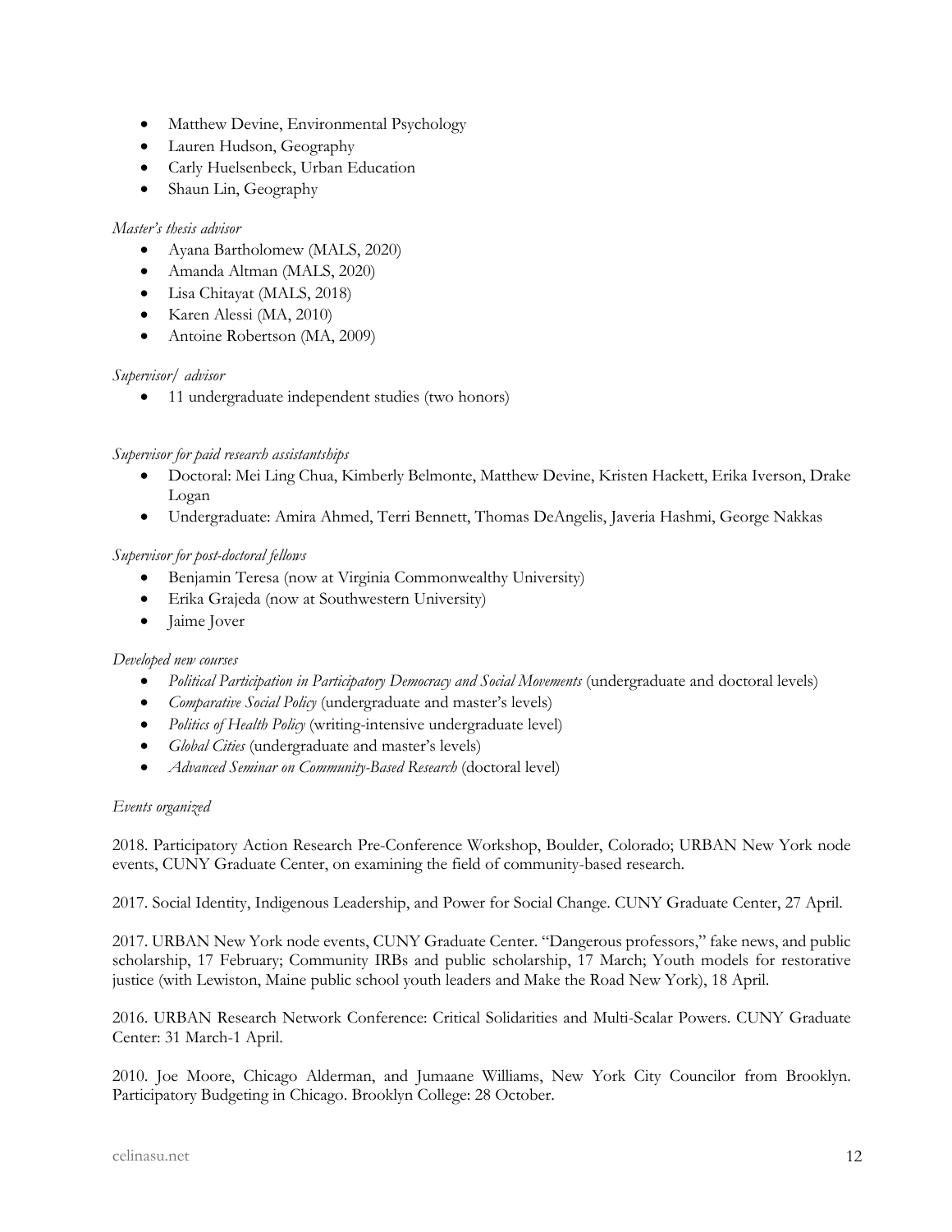- Matthew Devine, Environmental Psychology
- Lauren Hudson, Geography
- Carly Huelsenbeck, Urban Education
- Shaun Lin, Geography

*Master's thesis advisor*

- Ayana Bartholomew (MALS, 2020)
- Amanda Altman (MALS, 2020)
- Lisa Chitayat (MALS, 2018)
- Karen Alessi (MA, 2010)
- Antoine Robertson (MA, 2009)

*Supervisor/ advisor*

- 11 undergraduate independent studies (two honors)

*Supervisor for paid research assistantships*

- Doctoral: Mei Ling Chua, Kimberly Belmonte, Matthew Devine, Kristen Hackett, Erika Iverson, Drake Logan
- Undergraduate: Amira Ahmed, Terri Bennett, Thomas DeAngelis, Javeria Hashmi, George Nakkas

*Supervisor for post-doctoral fellows*

- Benjamin Teresa (now at Virginia Commonwealthy University)
- Erika Grajeda (now at Southwestern University)
- Jaime Jover

*Developed new courses*

- *Political Participation in Participatory Democracy and Social Movements* (undergraduate and doctoral levels)
- *Comparative Social Policy* (undergraduate and master's levels)
- *Politics of Health Policy* (writing-intensive undergraduate level)
- *Global Cities* (undergraduate and master's levels)
- *Advanced Seminar on Community-Based Research* (doctoral level)

*Events organized*

2018. Participatory Action Research Pre-Conference Workshop, Boulder, Colorado; URBAN New York node events, CUNY Graduate Center, on examining the field of community-based research.

2017. Social Identity, Indigenous Leadership, and Power for Social Change. CUNY Graduate Center, 27 April.

2017. URBAN New York node events, CUNY Graduate Center. "Dangerous professors," fake news, and public scholarship, 17 February; Community IRBs and public scholarship, 17 March; Youth models for restorative justice (with Lewiston, Maine public school youth leaders and Make the Road New York), 18 April.

2016. URBAN Research Network Conference: Critical Solidarities and Multi-Scalar Powers. CUNY Graduate Center: 31 March-1 April.

2010. Joe Moore, Chicago Alderman, and Jumaane Williams, New York City Councilor from Brooklyn. Participatory Budgeting in Chicago. Brooklyn College: 28 October.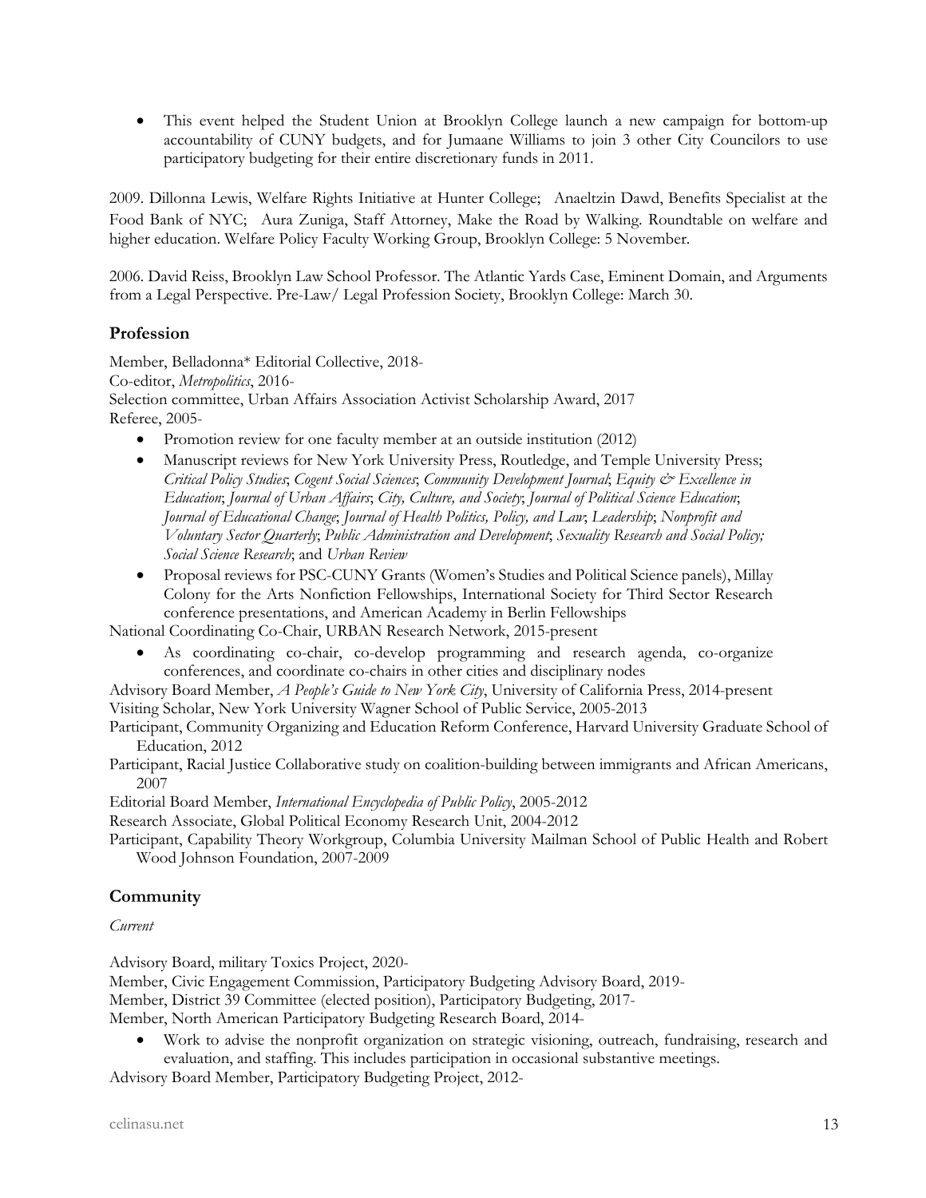- This event helped the Student Union at Brooklyn College launch a new campaign for bottom-up accountability of CUNY budgets, and for Jumaane Williams to join 3 other City Councilors to use participatory budgeting for their entire discretionary funds in 2011.

2009. Dillonna Lewis, Welfare Rights Initiative at Hunter College; Anaeltzin Dawd, Benefits Specialist at the Food Bank of NYC; Aura Zuniga, Staff Attorney, Make the Road by Walking. Roundtable on welfare and higher education. Welfare Policy Faculty Working Group, Brooklyn College: 5 November.

2006. David Reiss, Brooklyn Law School Professor. The Atlantic Yards Case, Eminent Domain, and Arguments from a Legal Perspective. Pre-Law/ Legal Profession Society, Brooklyn College: March 30.

## Profession

Member, Belladonna* Editorial Collective, 2018-
Co-editor, *Metropolitics*, 2016-
Selection committee, Urban Affairs Association Activist Scholarship Award, 2017
Referee, 2005-

- Promotion review for one faculty member at an outside institution (2012)
- Manuscript reviews for New York University Press, Routledge, and Temple University Press; *Critical Policy Studies*; *Cogent Social Sciences*; *Community Development Journal*; *Equity & Excellence in Education*; *Journal of Urban Affairs*; *City, Culture, and Society*; *Journal of Political Science Education*; *Journal of Educational Change*; *Journal of Health Politics, Policy, and Law*; *Leadership*; *Nonprofit and Voluntary Sector Quarterly*; *Public Administration and Development*; *Sexuality Research and Social Policy; Social Science Research*; and *Urban Review*
- Proposal reviews for PSC-CUNY Grants (Women's Studies and Political Science panels), Millay Colony for the Arts Nonfiction Fellowships, International Society for Third Sector Research conference presentations, and American Academy in Berlin Fellowships

National Coordinating Co-Chair, URBAN Research Network, 2015-present

- As coordinating co-chair, co-develop programming and research agenda, co-organize conferences, and coordinate co-chairs in other cities and disciplinary nodes

Advisory Board Member, *A People's Guide to New York City*, University of California Press, 2014-present
Visiting Scholar, New York University Wagner School of Public Service, 2005-2013
Participant, Community Organizing and Education Reform Conference, Harvard University Graduate School of Education, 2012
Participant, Racial Justice Collaborative study on coalition-building between immigrants and African Americans, 2007
Editorial Board Member, *International Encyclopedia of Public Policy*, 2005-2012
Research Associate, Global Political Economy Research Unit, 2004-2012
Participant, Capability Theory Workgroup, Columbia University Mailman School of Public Health and Robert Wood Johnson Foundation, 2007-2009

## Community

*Current*

Advisory Board, military Toxics Project, 2020-
Member, Civic Engagement Commission, Participatory Budgeting Advisory Board, 2019-
Member, District 39 Committee (elected position), Participatory Budgeting, 2017-
Member, North American Participatory Budgeting Research Board, 2014-

- Work to advise the nonprofit organization on strategic visioning, outreach, fundraising, research and evaluation, and staffing. This includes participation in occasional substantive meetings.

Advisory Board Member, Participatory Budgeting Project, 2012-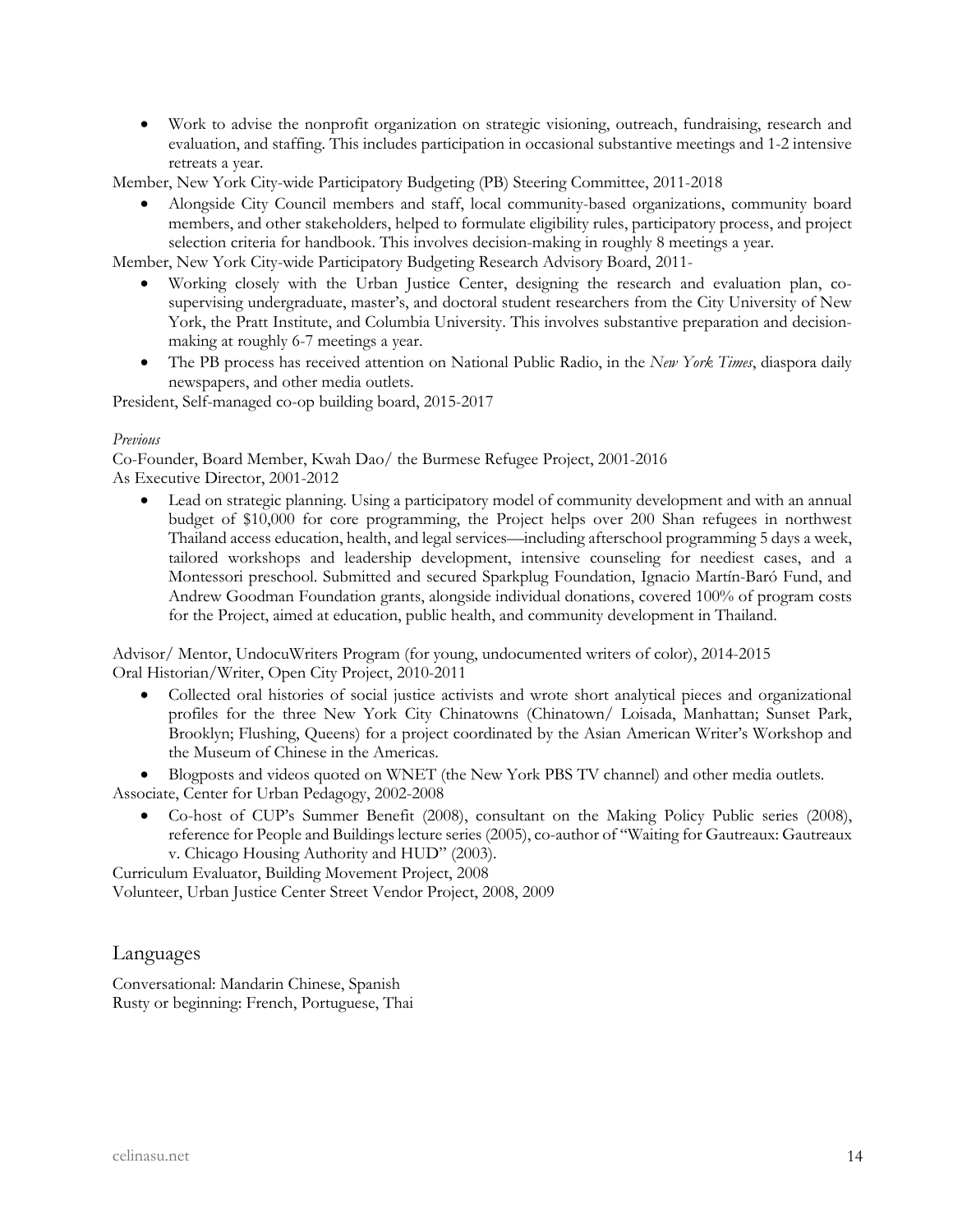- Work to advise the nonprofit organization on strategic visioning, outreach, fundraising, research and evaluation, and staffing. This includes participation in occasional substantive meetings and 1-2 intensive retreats a year.

Member, New York City-wide Participatory Budgeting (PB) Steering Committee, 2011-2018

- Alongside City Council members and staff, local community-based organizations, community board members, and other stakeholders, helped to formulate eligibility rules, participatory process, and project selection criteria for handbook. This involves decision-making in roughly 8 meetings a year.

Member, New York City-wide Participatory Budgeting Research Advisory Board, 2011-

- Working closely with the Urban Justice Center, designing the research and evaluation plan, co-supervising undergraduate, master's, and doctoral student researchers from the City University of New York, the Pratt Institute, and Columbia University. This involves substantive preparation and decision-making at roughly 6-7 meetings a year.
- The PB process has received attention on National Public Radio, in the *New York Times*, diaspora daily newspapers, and other media outlets.

President, Self-managed co-op building board, 2015-2017

*Previous*

Co-Founder, Board Member, Kwah Dao/ the Burmese Refugee Project, 2001-2016
As Executive Director, 2001-2012

- Lead on strategic planning. Using a participatory model of community development and with an annual budget of $10,000 for core programming, the Project helps over 200 Shan refugees in northwest Thailand access education, health, and legal services—including afterschool programming 5 days a week, tailored workshops and leadership development, intensive counseling for neediest cases, and a Montessori preschool. Submitted and secured Sparkplug Foundation, Ignacio Martín-Baró Fund, and Andrew Goodman Foundation grants, alongside individual donations, covered 100% of program costs for the Project, aimed at education, public health, and community development in Thailand.

Advisor/ Mentor, UndocuWriters Program (for young, undocumented writers of color), 2014-2015
Oral Historian/Writer, Open City Project, 2010-2011

- Collected oral histories of social justice activists and wrote short analytical pieces and organizational profiles for the three New York City Chinatowns (Chinatown/ Loisada, Manhattan; Sunset Park, Brooklyn; Flushing, Queens) for a project coordinated by the Asian American Writer's Workshop and the Museum of Chinese in the Americas.
- Blogposts and videos quoted on WNET (the New York PBS TV channel) and other media outlets.

Associate, Center for Urban Pedagogy, 2002-2008

- Co-host of CUP's Summer Benefit (2008), consultant on the Making Policy Public series (2008), reference for People and Buildings lecture series (2005), co-author of "Waiting for Gautreaux: Gautreaux v. Chicago Housing Authority and HUD" (2003).

Curriculum Evaluator, Building Movement Project, 2008
Volunteer, Urban Justice Center Street Vendor Project, 2008, 2009

## Languages

Conversational: Mandarin Chinese, Spanish
Rusty or beginning: French, Portuguese, Thai